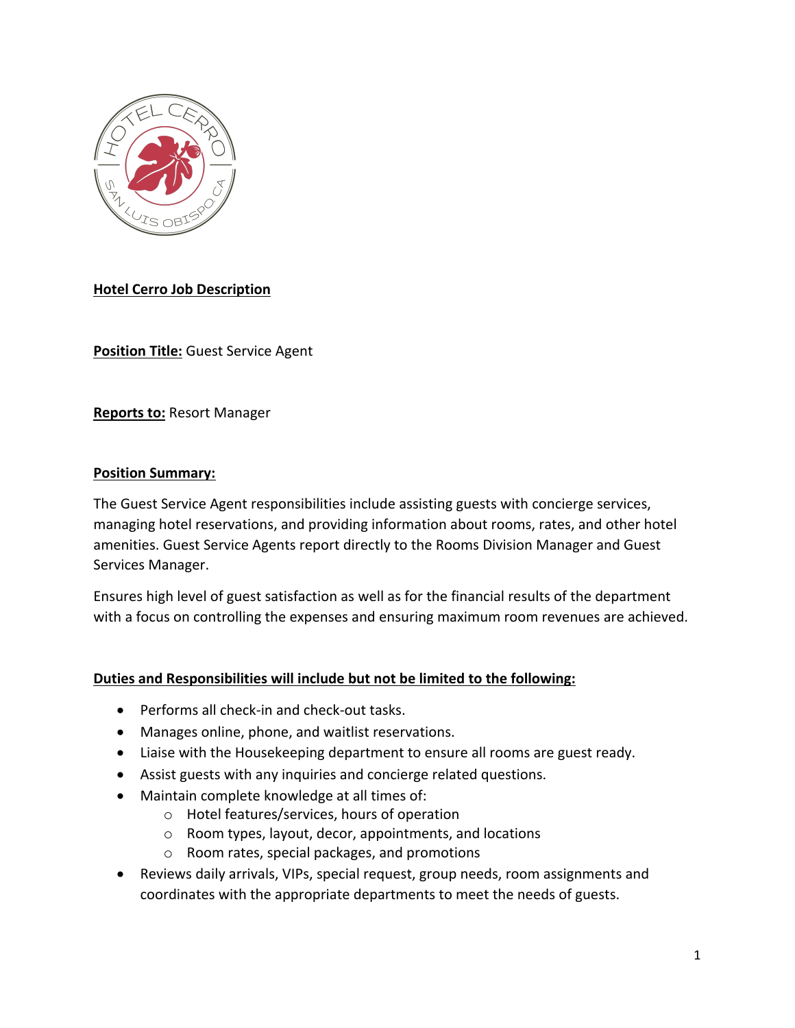**Hotel Cerro Job Description**

**Position Title:** Guest Service Agent

**Reports to:** Resort Manager

**Position Summary:**

The Guest Service Agent responsibilities include assisting guests with concierge services, managing hotel reservations, and providing information about rooms, rates, and other hotel amenities. Guest Service Agents report directly to the Rooms Division Manager and Guest Services Manager.

Ensures high level of guest satisfaction as well as for the financial results of the department with a focus on controlling the expenses and ensuring maximum room revenues are achieved.

**Duties and Responsibilities will include but not be limited to the following:**

- Performs all check-in and check-out tasks.
- Manages online, phone, and waitlist reservations.
- Liaise with the Housekeeping department to ensure all rooms are guest ready.
- Assist guests with any inquiries and concierge related questions.
- Maintain complete knowledge at all times of:
    - Hotel features/services, hours of operation
    - Room types, layout, decor, appointments, and locations
    - Room rates, special packages, and promotions
- Reviews daily arrivals, VIPs, special request, group needs, room assignments and coordinates with the appropriate departments to meet the needs of guests.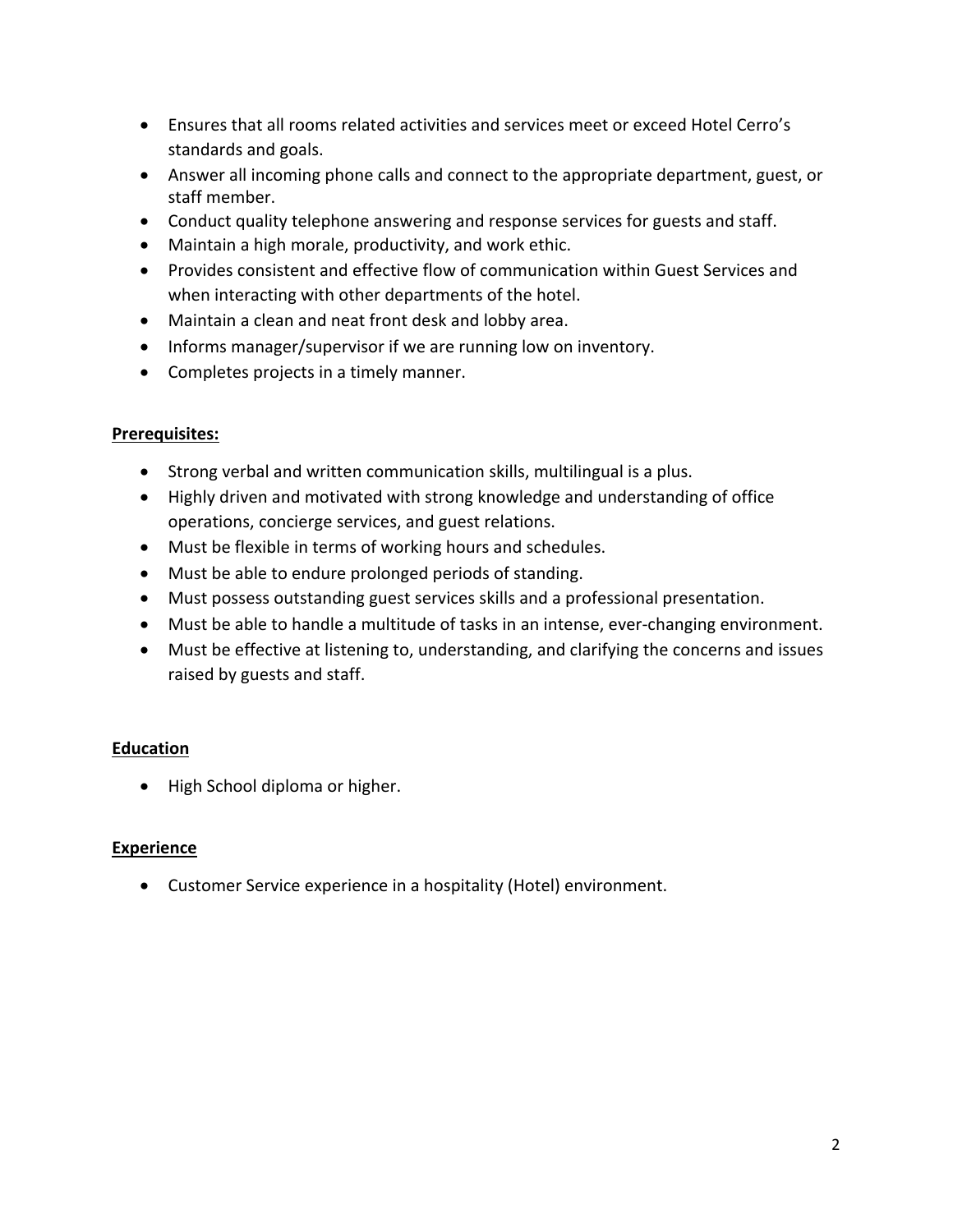- Ensures that all rooms related activities and services meet or exceed Hotel Cerro's standards and goals.
- Answer all incoming phone calls and connect to the appropriate department, guest, or staff member.
- Conduct quality telephone answering and response services for guests and staff.
- Maintain a high morale, productivity, and work ethic.
- Provides consistent and effective flow of communication within Guest Services and when interacting with other departments of the hotel.
- Maintain a clean and neat front desk and lobby area.
- Informs manager/supervisor if we are running low on inventory.
- Completes projects in a timely manner.

**Prerequisites:**

- Strong verbal and written communication skills, multilingual is a plus.
- Highly driven and motivated with strong knowledge and understanding of office operations, concierge services, and guest relations.
- Must be flexible in terms of working hours and schedules.
- Must be able to endure prolonged periods of standing.
- Must possess outstanding guest services skills and a professional presentation.
- Must be able to handle a multitude of tasks in an intense, ever-changing environment.
- Must be effective at listening to, understanding, and clarifying the concerns and issues raised by guests and staff.

**Education**

- High School diploma or higher.

**Experience**

- Customer Service experience in a hospitality (Hotel) environment.